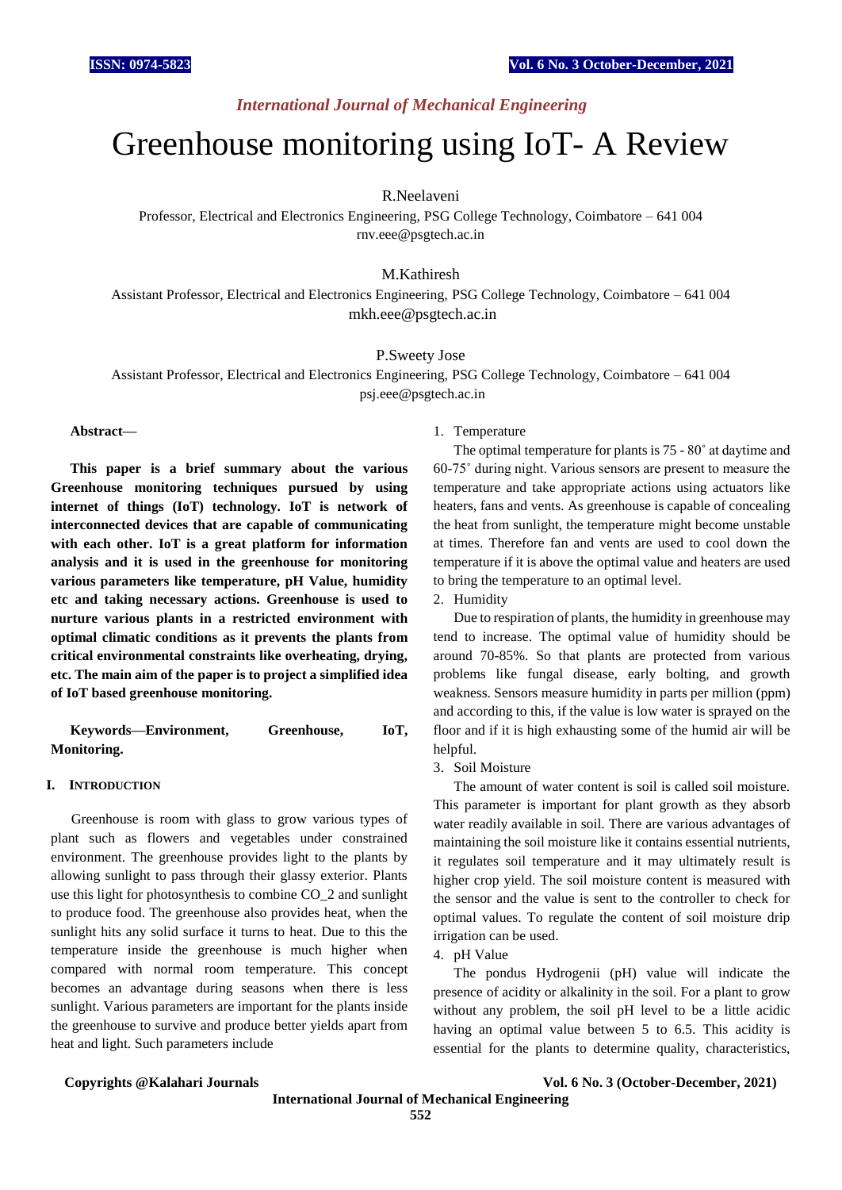# Greenhouse monitoring using IoT- A Review

R.Neelaveni

Professor, Electrical and Electronics Engineering, PSG College Technology, Coimbatore – 641 004
rnv.eee@psgtech.ac.in

M.Kathiresh

Assistant Professor, Electrical and Electronics Engineering, PSG College Technology, Coimbatore – 641 004
mkh.eee@psgtech.ac.in

P.Sweety Jose

Assistant Professor, Electrical and Electronics Engineering, PSG College Technology, Coimbatore – 641 004
psj.eee@psgtech.ac.in

**Abstract—**

**This paper is a brief summary about the various Greenhouse monitoring techniques pursued by using internet of things (IoT) technology. IoT is network of interconnected devices that are capable of communicating with each other. IoT is a great platform for information analysis and it is used in the greenhouse for monitoring various parameters like temperature, pH Value, humidity etc and taking necessary actions. Greenhouse is used to nurture various plants in a restricted environment with optimal climatic conditions as it prevents the plants from critical environmental constraints like overheating, drying, etc. The main aim of the paper is to project a simplified idea of IoT based greenhouse monitoring.**

**Keywords—Environment, Greenhouse, IoT, Monitoring.**

## I. Introduction

Greenhouse is room with glass to grow various types of plant such as flowers and vegetables under constrained environment. The greenhouse provides light to the plants by allowing sunlight to pass through their glassy exterior. Plants use this light for photosynthesis to combine $CO_2$ and sunlight to produce food. The greenhouse also provides heat, when the sunlight hits any solid surface it turns to heat. Due to this the temperature inside the greenhouse is much higher when compared with normal room temperature. This concept becomes an advantage during seasons when there is less sunlight. Various parameters are important for the plants inside the greenhouse to survive and produce better yields apart from heat and light. Such parameters include

1. Temperature

The optimal temperature for plants is 75 - 80˚ at daytime and 60-75˚ during night. Various sensors are present to measure the temperature and take appropriate actions using actuators like heaters, fans and vents. As greenhouse is capable of concealing the heat from sunlight, the temperature might become unstable at times. Therefore fan and vents are used to cool down the temperature if it is above the optimal value and heaters are used to bring the temperature to an optimal level.

2. Humidity

Due to respiration of plants, the humidity in greenhouse may tend to increase. The optimal value of humidity should be around 70-85%. So that plants are protected from various problems like fungal disease, early bolting, and growth weakness. Sensors measure humidity in parts per million (ppm) and according to this, if the value is low water is sprayed on the floor and if it is high exhausting some of the humid air will be helpful.

3. Soil Moisture

The amount of water content is soil is called soil moisture. This parameter is important for plant growth as they absorb water readily available in soil. There are various advantages of maintaining the soil moisture like it contains essential nutrients, it regulates soil temperature and it may ultimately result is higher crop yield. The soil moisture content is measured with the sensor and the value is sent to the controller to check for optimal values. To regulate the content of soil moisture drip irrigation can be used.

4. pH Value

The pondus Hydrogenii (pH) value will indicate the presence of acidity or alkalinity in the soil. For a plant to grow without any problem, the soil pH level to be a little acidic having an optimal value between 5 to 6.5. This acidity is essential for the plants to determine quality, characteristics,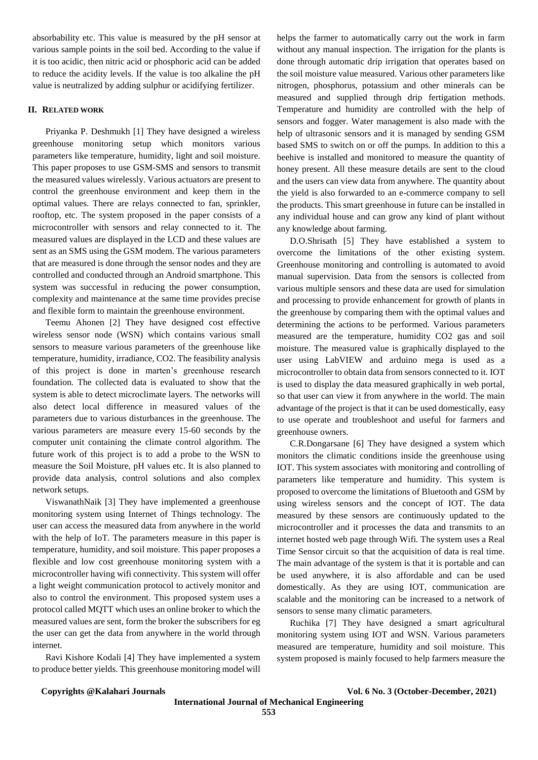absorbability etc. This value is measured by the pH sensor at various sample points in the soil bed. According to the value if it is too acidic, then nitric acid or phosphoric acid can be added to reduce the acidity levels. If the value is too alkaline the pH value is neutralized by adding sulphur or acidifying fertilizer.

## II. Related Work

Priyanka P. Deshmukh [1] They have designed a wireless greenhouse monitoring setup which monitors various parameters like temperature, humidity, light and soil moisture. This paper proposes to use GSM-SMS and sensors to transmit the measured values wirelessly. Various actuators are present to control the greenhouse environment and keep them in the optimal values. There are relays connected to fan, sprinkler, rooftop, etc. The system proposed in the paper consists of a microcontroller with sensors and relay connected to it. The measured values are displayed in the LCD and these values are sent as an SMS using the GSM modem. The various parameters that are measured is done through the sensor nodes and they are controlled and conducted through an Android smartphone. This system was successful in reducing the power consumption, complexity and maintenance at the same time provides precise and flexible form to maintain the greenhouse environment.

Teemu Ahonen [2] They have designed cost effective wireless sensor node (WSN) which contains various small sensors to measure various parameters of the greenhouse like temperature, humidity, irradiance, CO2. The feasibility analysis of this project is done in marten's greenhouse research foundation. The collected data is evaluated to show that the system is able to detect microclimate layers. The networks will also detect local difference in measured values of the parameters due to various disturbances in the greenhouse. The various parameters are measure every 15-60 seconds by the computer unit containing the climate control algorithm. The future work of this project is to add a probe to the WSN to measure the Soil Moisture, pH values etc. It is also planned to provide data analysis, control solutions and also complex network setups.

ViswanathNaik [3] They have implemented a greenhouse monitoring system using Internet of Things technology. The user can access the measured data from anywhere in the world with the help of IoT. The parameters measure in this paper is temperature, humidity, and soil moisture. This paper proposes a flexible and low cost greenhouse monitoring system with a microcontroller having wifi connectivity. This system will offer a light weight communication protocol to actively monitor and also to control the environment. This proposed system uses a protocol called MQTT which uses an online broker to which the measured values are sent, form the broker the subscribers for eg the user can get the data from anywhere in the world through internet.

Ravi Kishore Kodali [4] They have implemented a system to produce better yields. This greenhouse monitoring model will helps the farmer to automatically carry out the work in farm without any manual inspection. The irrigation for the plants is done through automatic drip irrigation that operates based on the soil moisture value measured. Various other parameters like nitrogen, phosphorus, potassium and other minerals can be measured and supplied through drip fertigation methods. Temperature and humidity are controlled with the help of sensors and fogger. Water management is also made with the help of ultrasonic sensors and it is managed by sending GSM based SMS to switch on or off the pumps. In addition to this a beehive is installed and monitored to measure the quantity of honey present. All these measure details are sent to the cloud and the users can view data from anywhere. The quantity about the yield is also forwarded to an e-commerce company to sell the products. This smart greenhouse in future can be installed in any individual house and can grow any kind of plant without any knowledge about farming.

D.O.Shrisath [5] They have established a system to overcome the limitations of the other existing system. Greenhouse monitoring and controlling is automated to avoid manual supervision. Data from the sensors is collected from various multiple sensors and these data are used for simulation and processing to provide enhancement for growth of plants in the greenhouse by comparing them with the optimal values and determining the actions to be performed. Various parameters measured are the temperature, humidity CO2 gas and soil moisture. The measured value is graphically displayed to the user using LabVIEW and arduino mega is used as a microcontroller to obtain data from sensors connected to it. IOT is used to display the data measured graphically in web portal, so that user can view it from anywhere in the world. The main advantage of the project is that it can be used domestically, easy to use operate and troubleshoot and useful for farmers and greenhouse owners.

C.R.Dongarsane [6] They have designed a system which monitors the climatic conditions inside the greenhouse using IOT. This system associates with monitoring and controlling of parameters like temperature and humidity. This system is proposed to overcome the limitations of Bluetooth and GSM by using wireless sensors and the concept of IOT. The data measured by these sensors are continuously updated to the microcontroller and it processes the data and transmits to an internet hosted web page through Wifi. The system uses a Real Time Sensor circuit so that the acquisition of data is real time. The main advantage of the system is that it is portable and can be used anywhere, it is also affordable and can be used domestically. As they are using IOT, communication are scalable and the monitoring can be increased to a network of sensors to sense many climatic parameters.

Ruchika [7] They have designed a smart agricultural monitoring system using IOT and WSN. Various parameters measured are temperature, humidity and soil moisture. This system proposed is mainly focused to help farmers measure the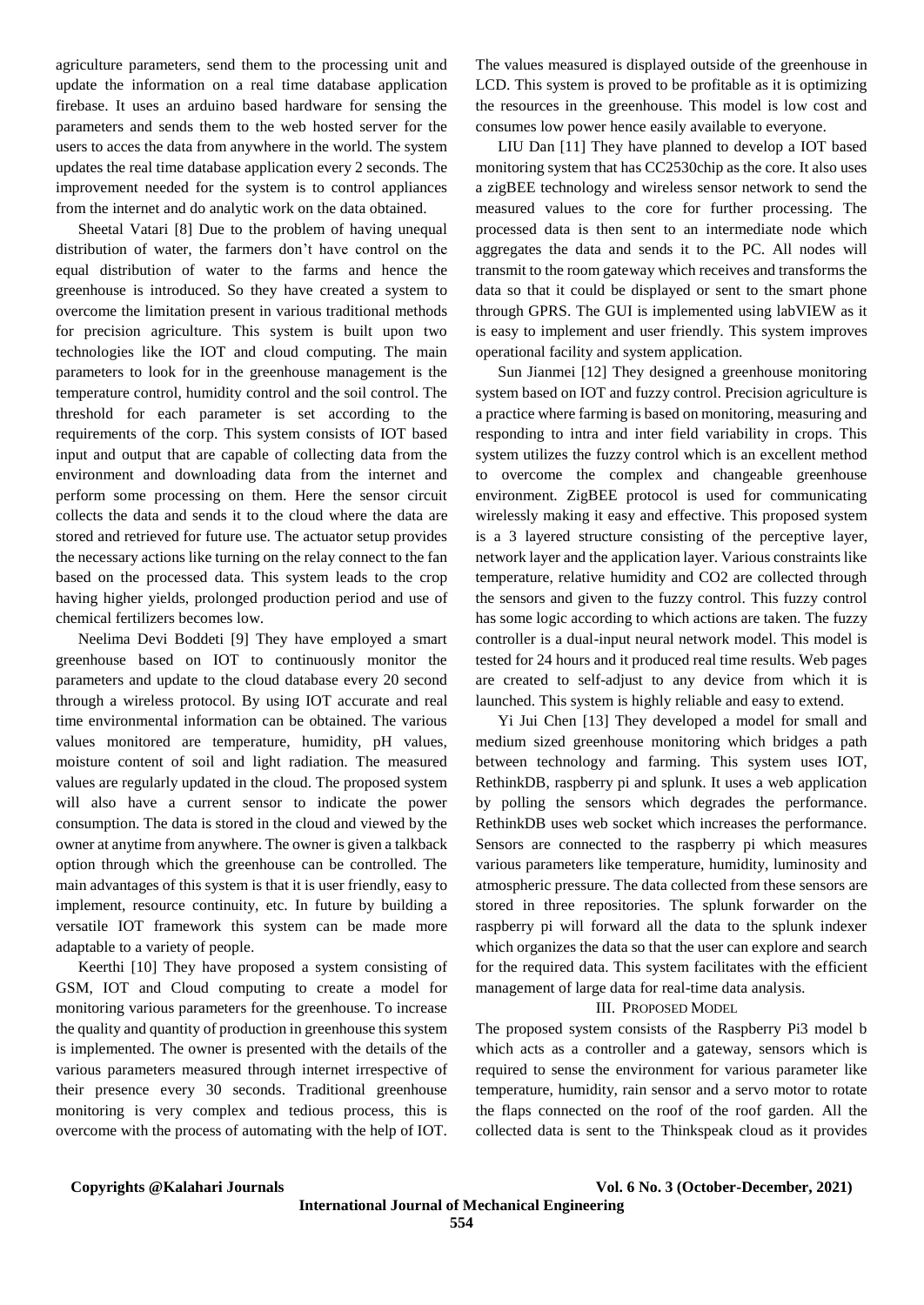agriculture parameters, send them to the processing unit and update the information on a real time database application firebase. It uses an arduino based hardware for sensing the parameters and sends them to the web hosted server for the users to acces the data from anywhere in the world. The system updates the real time database application every 2 seconds. The improvement needed for the system is to control appliances from the internet and do analytic work on the data obtained.

Sheetal Vatari [8] Due to the problem of having unequal distribution of water, the farmers don't have control on the equal distribution of water to the farms and hence the greenhouse is introduced. So they have created a system to overcome the limitation present in various traditional methods for precision agriculture. This system is built upon two technologies like the IOT and cloud computing. The main parameters to look for in the greenhouse management is the temperature control, humidity control and the soil control. The threshold for each parameter is set according to the requirements of the corp. This system consists of IOT based input and output that are capable of collecting data from the environment and downloading data from the internet and perform some processing on them. Here the sensor circuit collects the data and sends it to the cloud where the data are stored and retrieved for future use. The actuator setup provides the necessary actions like turning on the relay connect to the fan based on the processed data. This system leads to the crop having higher yields, prolonged production period and use of chemical fertilizers becomes low.

Neelima Devi Boddeti [9] They have employed a smart greenhouse based on IOT to continuously monitor the parameters and update to the cloud database every 20 second through a wireless protocol. By using IOT accurate and real time environmental information can be obtained. The various values monitored are temperature, humidity, pH values, moisture content of soil and light radiation. The measured values are regularly updated in the cloud. The proposed system will also have a current sensor to indicate the power consumption. The data is stored in the cloud and viewed by the owner at anytime from anywhere. The owner is given a talkback option through which the greenhouse can be controlled. The main advantages of this system is that it is user friendly, easy to implement, resource continuity, etc. In future by building a versatile IOT framework this system can be made more adaptable to a variety of people.

Keerthi [10] They have proposed a system consisting of GSM, IOT and Cloud computing to create a model for monitoring various parameters for the greenhouse. To increase the quality and quantity of production in greenhouse this system is implemented. The owner is presented with the details of the various parameters measured through internet irrespective of their presence every 30 seconds. Traditional greenhouse monitoring is very complex and tedious process, this is overcome with the process of automating with the help of IOT. The values measured is displayed outside of the greenhouse in LCD. This system is proved to be profitable as it is optimizing the resources in the greenhouse. This model is low cost and consumes low power hence easily available to everyone.

LIU Dan [11] They have planned to develop a IOT based monitoring system that has CC2530chip as the core. It also uses a zigBEE technology and wireless sensor network to send the measured values to the core for further processing. The processed data is then sent to an intermediate node which aggregates the data and sends it to the PC. All nodes will transmit to the room gateway which receives and transforms the data so that it could be displayed or sent to the smart phone through GPRS. The GUI is implemented using labVIEW as it is easy to implement and user friendly. This system improves operational facility and system application.

Sun Jianmei [12] They designed a greenhouse monitoring system based on IOT and fuzzy control. Precision agriculture is a practice where farming is based on monitoring, measuring and responding to intra and inter field variability in crops. This system utilizes the fuzzy control which is an excellent method to overcome the complex and changeable greenhouse environment. ZigBEE protocol is used for communicating wirelessly making it easy and effective. This proposed system is a 3 layered structure consisting of the perceptive layer, network layer and the application layer. Various constraints like temperature, relative humidity and CO2 are collected through the sensors and given to the fuzzy control. This fuzzy control has some logic according to which actions are taken. The fuzzy controller is a dual-input neural network model. This model is tested for 24 hours and it produced real time results. Web pages are created to self-adjust to any device from which it is launched. This system is highly reliable and easy to extend.

Yi Jui Chen [13] They developed a model for small and medium sized greenhouse monitoring which bridges a path between technology and farming. This system uses IOT, RethinkDB, raspberry pi and splunk. It uses a web application by polling the sensors which degrades the performance. RethinkDB uses web socket which increases the performance. Sensors are connected to the raspberry pi which measures various parameters like temperature, humidity, luminosity and atmospheric pressure. The data collected from these sensors are stored in three repositories. The splunk forwarder on the raspberry pi will forward all the data to the splunk indexer which organizes the data so that the user can explore and search for the required data. This system facilitates with the efficient management of large data for real-time data analysis.

## III. Proposed Model

The proposed system consists of the Raspberry Pi3 model b which acts as a controller and a gateway, sensors which is required to sense the environment for various parameter like temperature, humidity, rain sensor and a servo motor to rotate the flaps connected on the roof of the roof garden. All the collected data is sent to the Thinkspeak cloud as it provides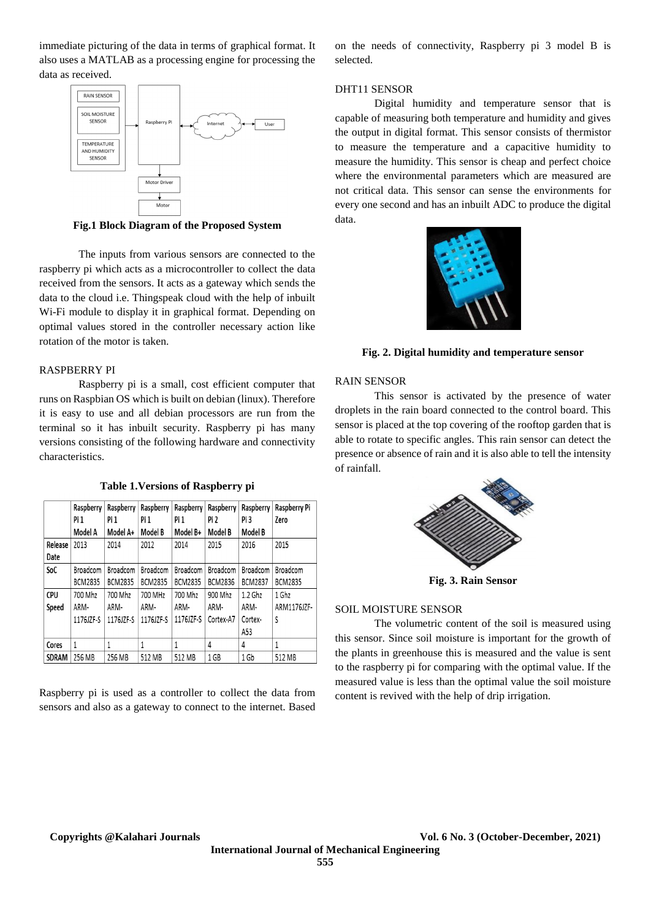immediate picturing of the data in terms of graphical format. It also uses a MATLAB as a processing engine for processing the data as received.

**Fig.1 Block Diagram of the Proposed System**

The inputs from various sensors are connected to the raspberry pi which acts as a microcontroller to collect the data received from the sensors. It acts as a gateway which sends the data to the cloud i.e. Thingspeak cloud with the help of inbuilt Wi-Fi module to display it in graphical format. Depending on optimal values stored in the controller necessary action like rotation of the motor is taken.

## RASPBERRY PI

Raspberry pi is a small, cost efficient computer that runs on Raspbian OS which is built on debian (linux). Therefore it is easy to use and all debian processors are run from the terminal so it has inbuilt security. Raspberry pi has many versions consisting of the following hardware and connectivity characteristics.

**Table 1.Versions of Raspberry pi**

| | Raspberry Pi 1 Model A | Raspberry Pi 1 Model A+ | Raspberry Pi 1 Model B | Raspberry Pi 1 Model B+ | Raspberry Pi 2 Model B | Raspberry Pi 3 Model B | Raspberry Pi Zero |
|---|---|---|---|---|---|---|---|
| Release Date | 2013 | 2014 | 2012 | 2014 | 2015 | 2016 | 2015 |
| SoC | Broadcom BCM2835 | Broadcom BCM2835 | Broadcom BCM2835 | Broadcom BCM2835 | Broadcom BCM2836 | Broadcom BCM2837 | Broadcom BCM2835 |
| CPU Speed | 700 Mhz ARM-1176JZF-S | 700 Mhz ARM-1176JZF-S | 700 MHz ARM-1176JZF-S | 700 Mhz ARM-1176JZF-S | 900 Mhz ARM-Cortex-A7 | 1.2 Ghz ARM-Cortex-A53 | 1 Ghz ARM1176JZF-S |
| Cores | 1 | 1 | 1 | 1 | 4 | 4 | 1 |
| SDRAM | 256 MB | 256 MB | 512 MB | 512 MB | 1 GB | 1 Gb | 512 MB |

Raspberry pi is used as a controller to collect the data from sensors and also as a gateway to connect to the internet. Based on the needs of connectivity, Raspberry pi 3 model B is selected.

## DHT11 SENSOR

Digital humidity and temperature sensor that is capable of measuring both temperature and humidity and gives the output in digital format. This sensor consists of thermistor to measure the temperature and a capacitive humidity to measure the humidity. This sensor is cheap and perfect choice where the environmental parameters which are measured are not critical data. This sensor can sense the environments for every one second and has an inbuilt ADC to produce the digital data.

**Fig. 2. Digital humidity and temperature sensor**

## RAIN SENSOR

This sensor is activated by the presence of water droplets in the rain board connected to the control board. This sensor is placed at the top covering of the rooftop garden that is able to rotate to specific angles. This rain sensor can detect the presence or absence of rain and it is also able to tell the intensity of rainfall.

**Fig. 3. Rain Sensor**

## SOIL MOISTURE SENSOR

The volumetric content of the soil is measured using this sensor. Since soil moisture is important for the growth of the plants in greenhouse this is measured and the value is sent to the raspberry pi for comparing with the optimal value. If the measured value is less than the optimal value the soil moisture content is revived with the help of drip irrigation.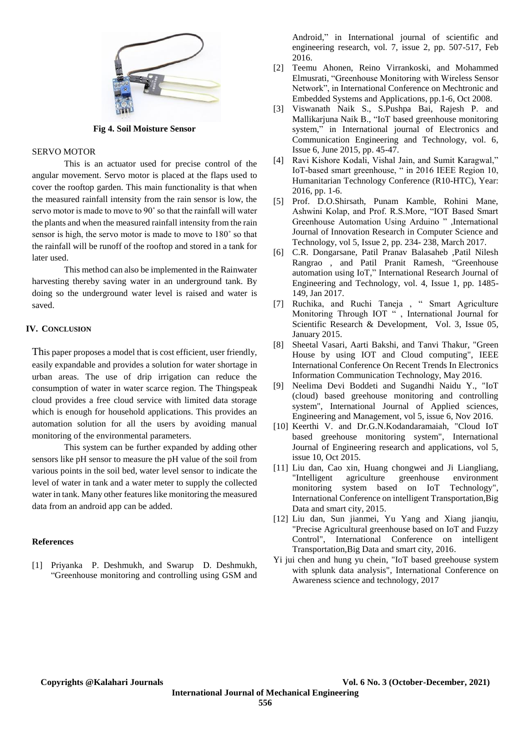**Fig 4. Soil Moisture Sensor**

SERVO MOTOR

This is an actuator used for precise control of the angular movement. Servo motor is placed at the flaps used to cover the rooftop garden. This main functionality is that when the measured rainfall intensity from the rain sensor is low, the servo motor is made to move to 90˚ so that the rainfall will water the plants and when the measured rainfall intensity from the rain sensor is high, the servo motor is made to move to 180˚ so that the rainfall will be runoff of the rooftop and stored in a tank for later used.

This method can also be implemented in the Rainwater harvesting thereby saving water in an underground tank. By doing so the underground water level is raised and water is saved.

## IV. CONCLUSION

This paper proposes a model that is cost efficient, user friendly, easily expandable and provides a solution for water shortage in urban areas. The use of drip irrigation can reduce the consumption of water in water scarce region. The Thingspeak cloud provides a free cloud service with limited data storage which is enough for household applications. This provides an automation solution for all the users by avoiding manual monitoring of the environmental parameters.

This system can be further expanded by adding other sensors like pH sensor to measure the pH value of the soil from various points in the soil bed, water level sensor to indicate the level of water in tank and a water meter to supply the collected water in tank. Many other features like monitoring the measured data from an android app can be added.

### References

[1] Priyanka P. Deshmukh, and Swarup D. Deshmukh, "Greenhouse monitoring and controlling using GSM and Android," in International journal of scientific and engineering research, vol. 7, issue 2, pp. 507-517, Feb 2016.

[2] Teemu Ahonen, Reino Virrankoski, and Mohammed Elmusrati, "Greenhouse Monitoring with Wireless Sensor Network", in International Conference on Mechtronic and Embedded Systems and Applications, pp.1-6, Oct 2008.

[3] Viswanath Naik S., S.Pushpa Bai, Rajesh P. and Mallikarjuna Naik B., "IoT based greenhouse monitoring system," in International journal of Electronics and Communication Engineering and Technology, vol. 6, Issue 6, June 2015, pp. 45-47.

[4] Ravi Kishore Kodali, Vishal Jain, and Sumit Karagwal," IoT-based smart greenhouse, " in 2016 IEEE Region 10, Humanitarian Technology Conference (R10-HTC), Year: 2016, pp. 1-6.

[5] Prof. D.O.Shirsath, Punam Kamble, Rohini Mane, Ashwini Kolap, and Prof. R.S.More, "IOT Based Smart Greenhouse Automation Using Arduino " ,International Journal of Innovation Research in Computer Science and Technology, vol 5, Issue 2, pp. 234- 238, March 2017.

[6] C.R. Dongarsane, Patil Pranav Balasaheb ,Patil Nilesh Rangrao , and Patil Pranit Ramesh, "Greenhouse automation using IoT," International Research Journal of Engineering and Technology, vol. 4, Issue 1, pp. 1485-149, Jan 2017.

[7] Ruchika, and Ruchi Taneja , " Smart Agriculture Monitoring Through IOT " , International Journal for Scientific Research & Development, Vol. 3, Issue 05, January 2015.

[8] Sheetal Vasari, Aarti Bakshi, and Tanvi Thakur, "Green House by using IOT and Cloud computing", IEEE International Conference On Recent Trends In Electronics Information Communication Technology, May 2016.

[9] Neelima Devi Boddeti and Sugandhi Naidu Y., "IoT (cloud) based greehouse monitoring and controlling system", International Journal of Applied sciences, Engineering and Management, vol 5, issue 6, Nov 2016.

[10] Keerthi V. and Dr.G.N.Kodandaramaiah, "Cloud IoT based greehouse monitoring system", International Journal of Engineering research and applications, vol 5, issue 10, Oct 2015.

[11] Liu dan, Cao xin, Huang chongwei and Ji Liangliang, "Intelligent agriculture greenhouse environment monitoring system based on IoT Technology", International Conference on intelligent Transportation,Big Data and smart city, 2015.

[12] Liu dan, Sun jianmei, Yu Yang and Xiang jianqiu, "Precise Agricultural greenhouse based on IoT and Fuzzy Control", International Conference on intelligent Transportation,Big Data and smart city, 2016.

Yi jui chen and hung yu chein, "IoT based greehouse system with splunk data analysis", International Conference on Awareness science and technology, 2017